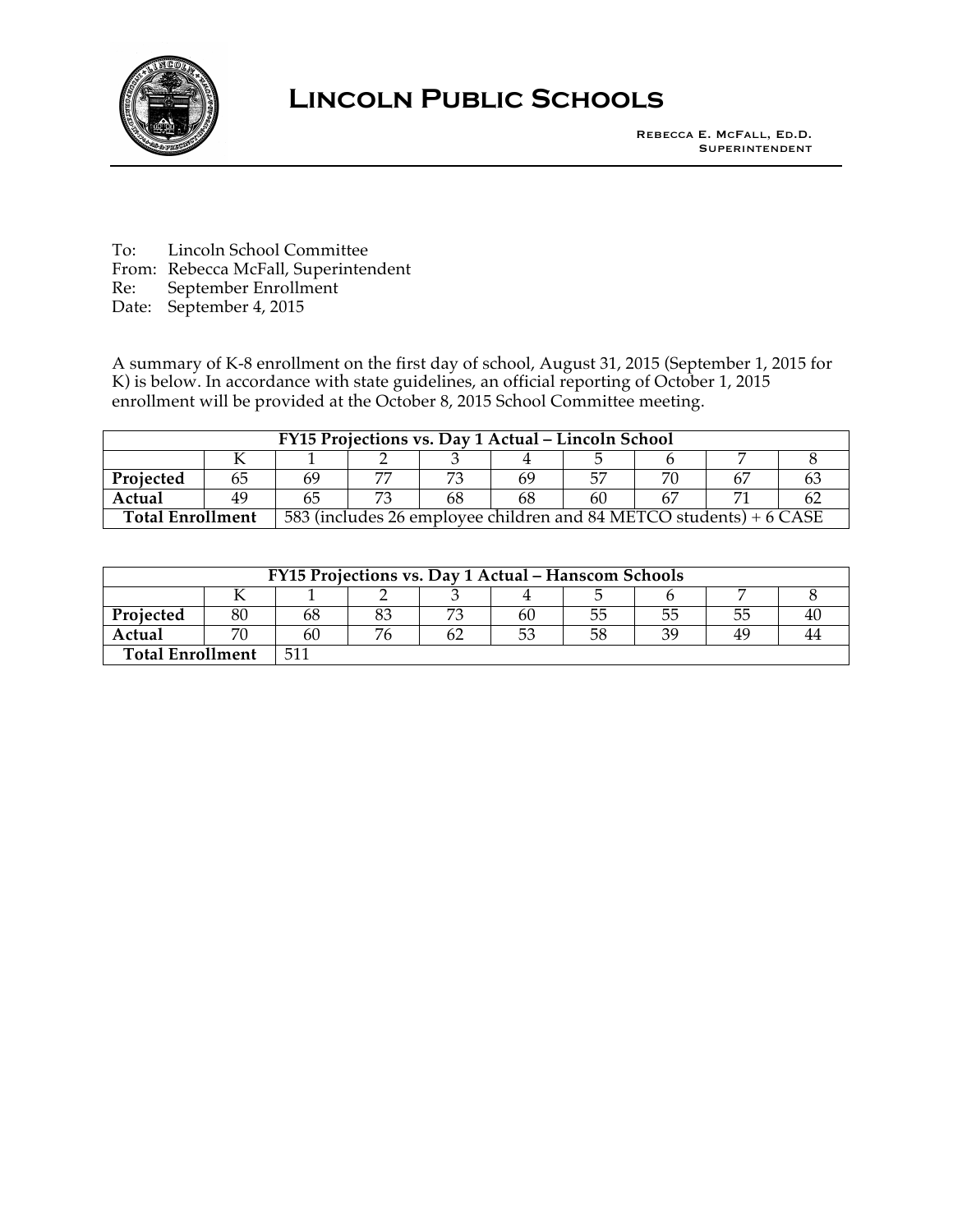# Lincoln Public Schools

Rebecca E. McFall, Ed.D.
Superintendent

To: Lincoln School Committee
From: Rebecca McFall, Superintendent
Re: September Enrollment
Date: September 4, 2015

A summary of K-8 enrollment on the first day of school, August 31, 2015 (September 1, 2015 for K) is below. In accordance with state guidelines, an official reporting of October 1, 2015 enrollment will be provided at the October 8, 2015 School Committee meeting.

| FY15 Projections vs. Day 1 Actual – Lincoln School | | | | | | | | | |
|---|---|---|---|---|---|---|---|---|---|
| | K | 1 | 2 | 3 | 4 | 5 | 6 | 7 | 8 |
| **Projected** | 65 | 69 | 77 | 73 | 69 | 57 | 70 | 67 | 63 |
| **Actual** | 49 | 65 | 73 | 68 | 68 | 60 | 67 | 71 | 62 |
| **Total Enrollment** | | 583 (includes 26 employee children and 84 METCO students) + 6 CASE | | | | | | | |

| FY15 Projections vs. Day 1 Actual – Hanscom Schools | | | | | | | | | |
|---|---|---|---|---|---|---|---|---|---|
| | K | 1 | 2 | 3 | 4 | 5 | 6 | 7 | 8 |
| **Projected** | 80 | 68 | 83 | 73 | 60 | 55 | 55 | 55 | 40 |
| **Actual** | 70 | 60 | 76 | 62 | 53 | 58 | 39 | 49 | 44 |
| **Total Enrollment** | | 511 | | | | | | | |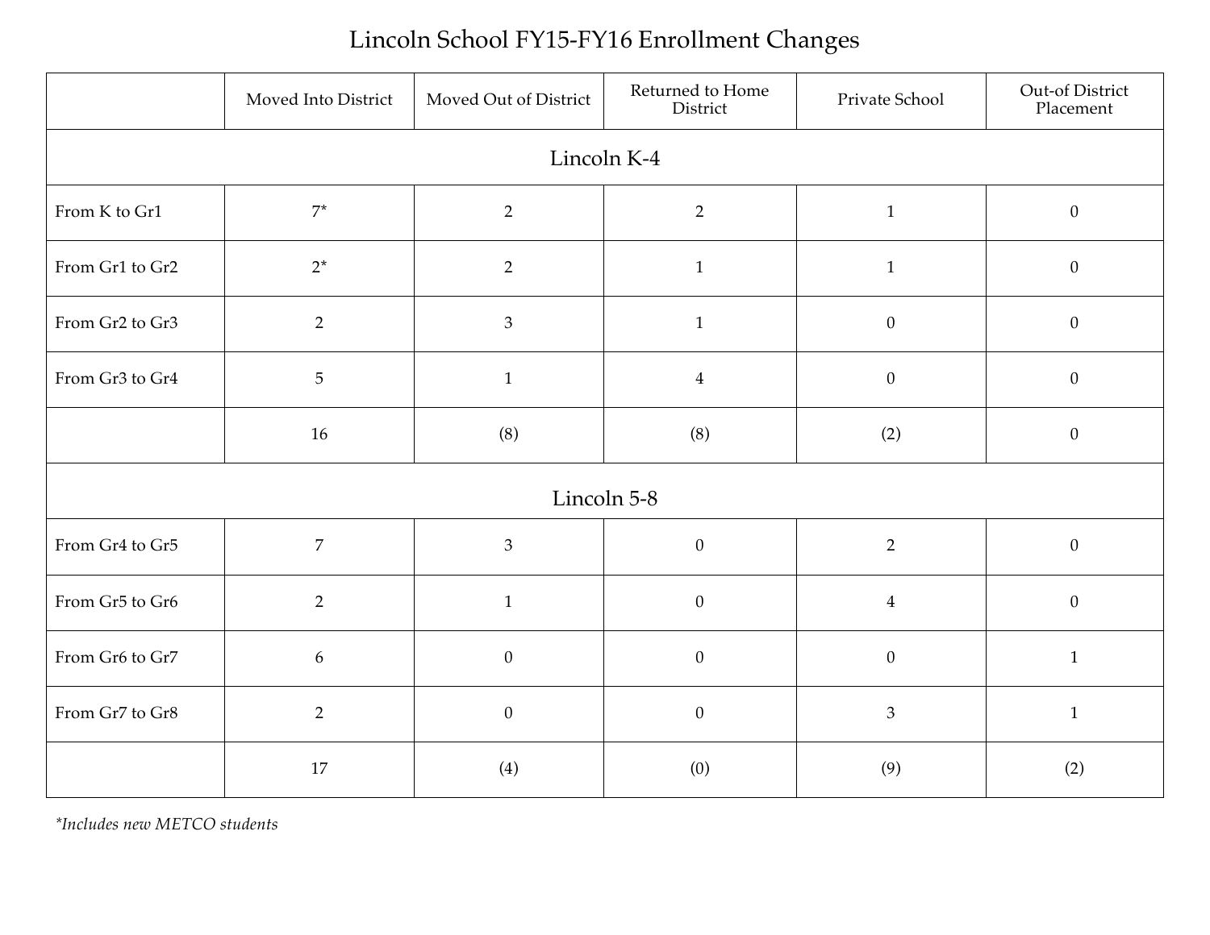# Lincoln School FY15-FY16 Enrollment Changes

| | Moved Into District | Moved Out of District | Returned to Home District | Private School | Out-of District Placement |
|---|---|---|---|---|---|
| **Lincoln K-4** | | | | | |
| From K to Gr1 | 7* | 2 | 2 | 1 | 0 |
| From Gr1 to Gr2 | 2* | 2 | 1 | 1 | 0 |
| From Gr2 to Gr3 | 2 | 3 | 1 | 0 | 0 |
| From Gr3 to Gr4 | 5 | 1 | 4 | 0 | 0 |
| | 16 | (8) | (8) | (2) | 0 |
| **Lincoln 5-8** | | | | | |
| From Gr4 to Gr5 | 7 | 3 | 0 | 2 | 0 |
| From Gr5 to Gr6 | 2 | 1 | 0 | 4 | 0 |
| From Gr6 to Gr7 | 6 | 0 | 0 | 0 | 1 |
| From Gr7 to Gr8 | 2 | 0 | 0 | 3 | 1 |
| | 17 | (4) | (0) | (9) | (2) |

*\*Includes new METCO students*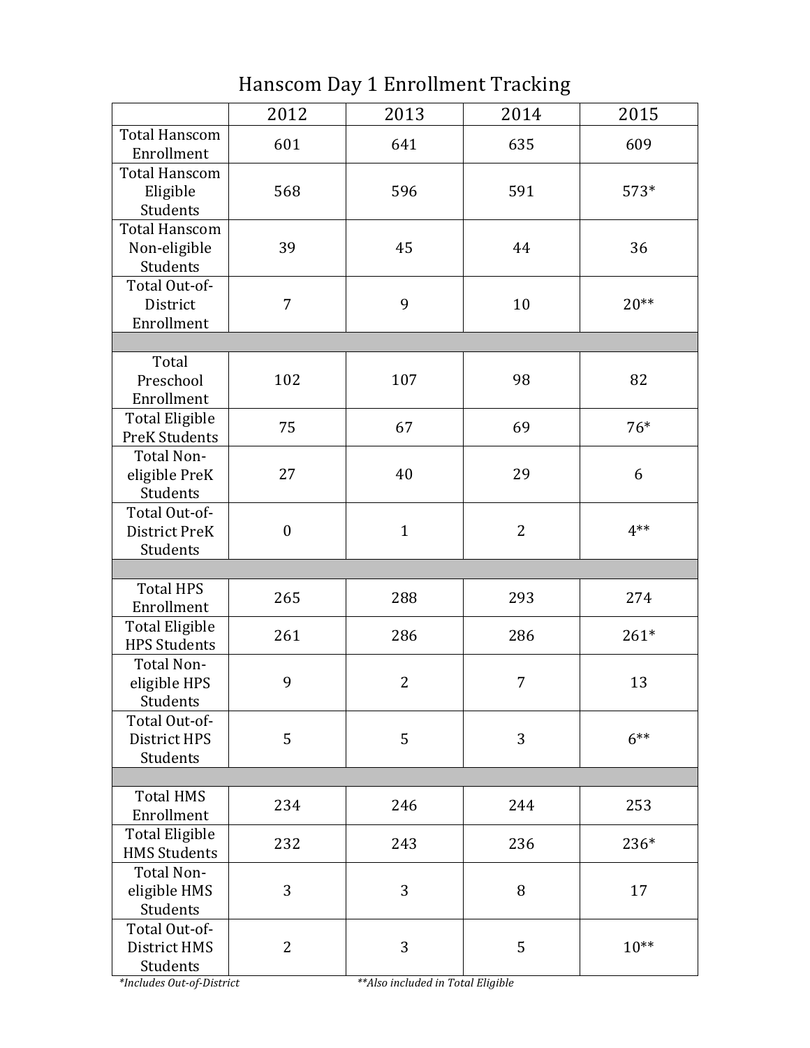# Hanscom Day 1 Enrollment Tracking

| | 2012 | 2013 | 2014 | 2015 |
|---|---|---|---|---|
| Total Hanscom Enrollment | 601 | 641 | 635 | 609 |
| Total Hanscom Eligible Students | 568 | 596 | 591 | 573* |
| Total Hanscom Non-eligible Students | 39 | 45 | 44 | 36 |
| Total Out-of-District Enrollment | 7 | 9 | 10 | 20** |
| | | | | |
| Total Preschool Enrollment | 102 | 107 | 98 | 82 |
| Total Eligible PreK Students | 75 | 67 | 69 | 76* |
| Total Non-eligible PreK Students | 27 | 40 | 29 | 6 |
| Total Out-of-District PreK Students | 0 | 1 | 2 | 4** |
| | | | | |
| Total HPS Enrollment | 265 | 288 | 293 | 274 |
| Total Eligible HPS Students | 261 | 286 | 286 | 261* |
| Total Non-eligible HPS Students | 9 | 2 | 7 | 13 |
| Total Out-of-District HPS Students | 5 | 5 | 3 | 6** |
| | | | | |
| Total HMS Enrollment | 234 | 246 | 244 | 253 |
| Total Eligible HMS Students | 232 | 243 | 236 | 236* |
| Total Non-eligible HMS Students | 3 | 3 | 8 | 17 |
| Total Out-of-District HMS Students | 2 | 3 | 5 | 10** |

*\*Includes Out-of-District*

*\*\*Also included in Total Eligible*